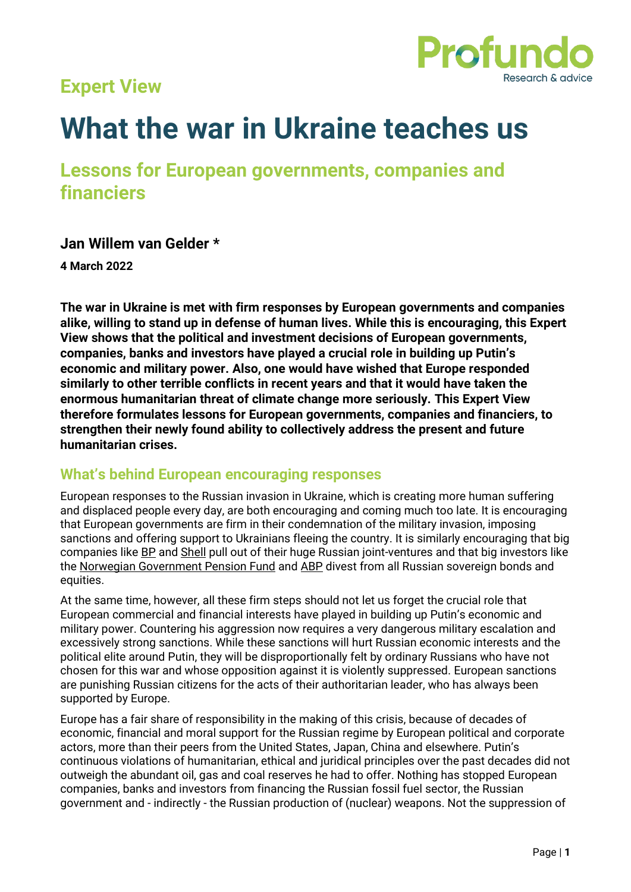Expert View

# What the war in Ukraine teaches us

## Lessons for European governments, companies and financiers

**Jan Willem van Gelder ***

**4 March 2022**

**The war in Ukraine is met with firm responses by European governments and companies alike, willing to stand up in defense of human lives. While this is encouraging, this Expert View shows that the political and investment decisions of European governments, companies, banks and investors have played a crucial role in building up Putin's economic and military power. Also, one would have wished that Europe responded similarly to other terrible conflicts in recent years and that it would have taken the enormous humanitarian threat of climate change more seriously. This Expert View therefore formulates lessons for European governments, companies and financiers, to strengthen their newly found ability to collectively address the present and future humanitarian crises.**

### What's behind European encouraging responses

European responses to the Russian invasion in Ukraine, which is creating more human suffering and displaced people every day, are both encouraging and coming much too late. It is encouraging that European governments are firm in their condemnation of the military invasion, imposing sanctions and offering support to Ukrainians fleeing the country. It is similarly encouraging that big companies like BP and Shell pull out of their huge Russian joint-ventures and that big investors like the Norwegian Government Pension Fund and ABP divest from all Russian sovereign bonds and equities.

At the same time, however, all these firm steps should not let us forget the crucial role that European commercial and financial interests have played in building up Putin's economic and military power. Countering his aggression now requires a very dangerous military escalation and excessively strong sanctions. While these sanctions will hurt Russian economic interests and the political elite around Putin, they will be disproportionally felt by ordinary Russians who have not chosen for this war and whose opposition against it is violently suppressed. European sanctions are punishing Russian citizens for the acts of their authoritarian leader, who has always been supported by Europe.

Europe has a fair share of responsibility in the making of this crisis, because of decades of economic, financial and moral support for the Russian regime by European political and corporate actors, more than their peers from the United States, Japan, China and elsewhere. Putin's continuous violations of humanitarian, ethical and juridical principles over the past decades did not outweigh the abundant oil, gas and coal reserves he had to offer. Nothing has stopped European companies, banks and investors from financing the Russian fossil fuel sector, the Russian government and - indirectly - the Russian production of (nuclear) weapons. Not the suppression of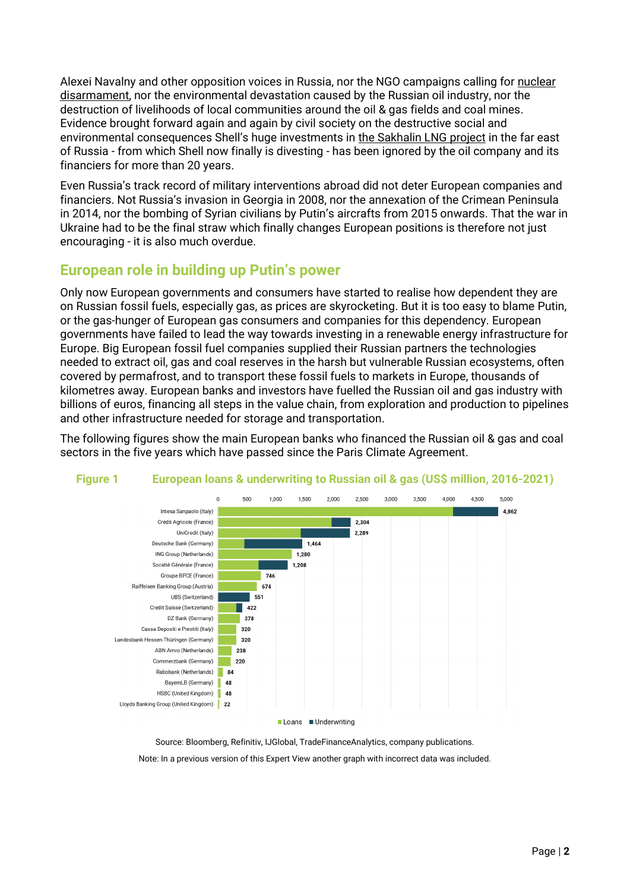Alexei Navalny and other opposition voices in Russia, nor the NGO campaigns calling for nuclear disarmament, nor the environmental devastation caused by the Russian oil industry, nor the destruction of livelihoods of local communities around the oil & gas fields and coal mines. Evidence brought forward again and again by civil society on the destructive social and environmental consequences Shell's huge investments in the Sakhalin LNG project in the far east of Russia - from which Shell now finally is divesting - has been ignored by the oil company and its financiers for more than 20 years.

Even Russia's track record of military interventions abroad did not deter European companies and financiers. Not Russia's invasion in Georgia in 2008, nor the annexation of the Crimean Peninsula in 2014, nor the bombing of Syrian civilians by Putin's aircrafts from 2015 onwards. That the war in Ukraine had to be the final straw which finally changes European positions is therefore not just encouraging - it is also much overdue.

## European role in building up Putin's power

Only now European governments and consumers have started to realise how dependent they are on Russian fossil fuels, especially gas, as prices are skyrocketing. But it is too easy to blame Putin, or the gas-hunger of European gas consumers and companies for this dependency. European governments have failed to lead the way towards investing in a renewable energy infrastructure for Europe. Big European fossil fuel companies supplied their Russian partners the technologies needed to extract oil, gas and coal reserves in the harsh but vulnerable Russian ecosystems, often covered by permafrost, and to transport these fossil fuels to markets in Europe, thousands of kilometres away. European banks and investors have fuelled the Russian oil and gas industry with billions of euros, financing all steps in the value chain, from exploration and production to pipelines and other infrastructure needed for storage and transportation.

The following figures show the main European banks who financed the Russian oil & gas and coal sectors in the five years which have passed since the Paris Climate Agreement.

**Figure 1** European loans & underwriting to Russian oil & gas (US$ million, 2016-2021)

| Bank | Total (Loans + Underwriting) |
|---|---|
| Intesa Sanpaolo (Italy) | 4,862 |
| Crédit Agricole (France) | 2,304 |
| UniCredit (Italy) | 2,289 |
| Deutsche Bank (Germany) | 1,464 |
| ING Group (Netherlands) | 1,280 |
| Société Générale (France) | 1,208 |
| Groupe BPCE (France) | 746 |
| Raiffeisen Banking Group (Austria) | 674 |
| UBS (Switzerland) | 551 |
| Credit Suisse (Switzerland) | 422 |
| DZ Bank (Germany) | 378 |
| Cassa Depositi e Prestiti (Italy) | 320 |
| Landesbank Hessen-Thüringen (Germany) | 320 |
| ABN Amro (Netherlands) | 238 |
| Commerzbank (Germany) | 220 |
| Rabobank (Netherlands) | 84 |
| BayernLB (Germany) | 48 |
| HSBC (United Kingdom) | 48 |
| Lloyds Banking Group (United Kingdom) | 22 |

Loans ■ Underwriting

Source: Bloomberg, Refinitiv, IJGlobal, TradeFinanceAnalytics, company publications.

Note: In a previous version of this Expert View another graph with incorrect data was included.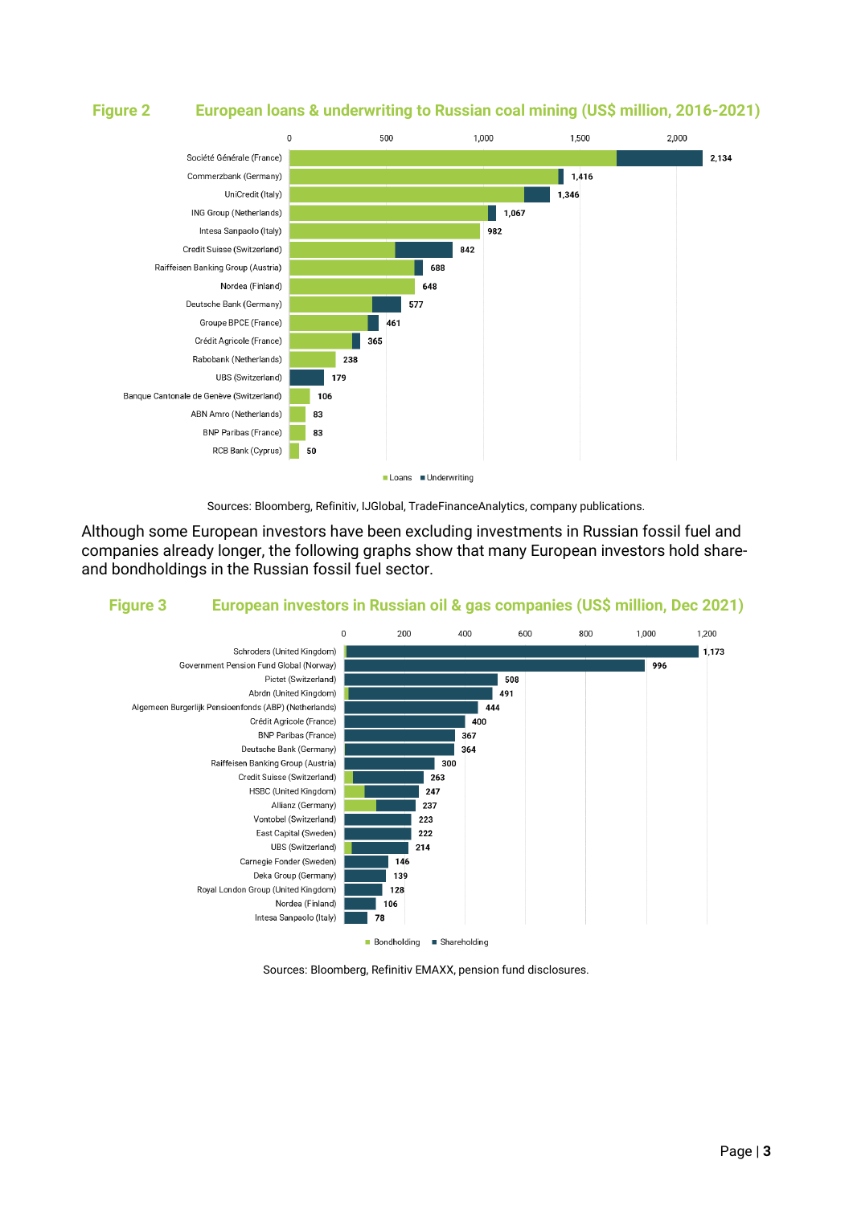**Figure 2** **European loans & underwriting to Russian coal mining (US$ million, 2016-2021)**

| Bank | Total (Loans + Underwriting) |
|---|---|
| Société Générale (France) | 2,134 |
| Commerzbank (Germany) | 1,416 |
| UniCredit (Italy) | 1,346 |
| ING Group (Netherlands) | 1,067 |
| Intesa Sanpaolo (Italy) | 982 |
| Credit Suisse (Switzerland) | 842 |
| Raiffeisen Banking Group (Austria) | 688 |
| Nordea (Finland) | 648 |
| Deutsche Bank (Germany) | 577 |
| Groupe BPCE (France) | 461 |
| Crédit Agricole (France) | 365 |
| Rabobank (Netherlands) | 238 |
| UBS (Switzerland) | 179 |
| Banque Cantonale de Genève (Switzerland) | 106 |
| ABN Amro (Netherlands) | 83 |
| BNP Paribas (France) | 83 |
| RCB Bank (Cyprus) | 50 |

Loans / Underwriting

Sources: Bloomberg, Refinitiv, IJGlobal, TradeFinanceAnalytics, company publications.

Although some European investors have been excluding investments in Russian fossil fuel and companies already longer, the following graphs show that many European investors hold share- and bondholdings in the Russian fossil fuel sector.

**Figure 3** **European investors in Russian oil & gas companies (US$ million, Dec 2021)**

| Investor | Total (Bondholding + Shareholding) |
|---|---|
| Schroders (United Kingdom) | 1,173 |
| Government Pension Fund Global (Norway) | 996 |
| Pictet (Switzerland) | 508 |
| Abrdn (United Kingdom) | 491 |
| Algemeen Burgerlijk Pensioenfonds (ABP) (Netherlands) | 444 |
| Crédit Agricole (France) | 400 |
| BNP Paribas (France) | 367 |
| Deutsche Bank (Germany) | 364 |
| Raiffeisen Banking Group (Austria) | 300 |
| Credit Suisse (Switzerland) | 263 |
| HSBC (United Kingdom) | 247 |
| Allianz (Germany) | 237 |
| Vontobel (Switzerland) | 223 |
| East Capital (Sweden) | 222 |
| UBS (Switzerland) | 214 |
| Carnegie Fonder (Sweden) | 146 |
| Deka Group (Germany) | 139 |
| Royal London Group (United Kingdom) | 128 |
| Nordea (Finland) | 106 |
| Intesa Sanpaolo (Italy) | 78 |

Bondholding / Shareholding

Sources: Bloomberg, Refinitiv EMAXX, pension fund disclosures.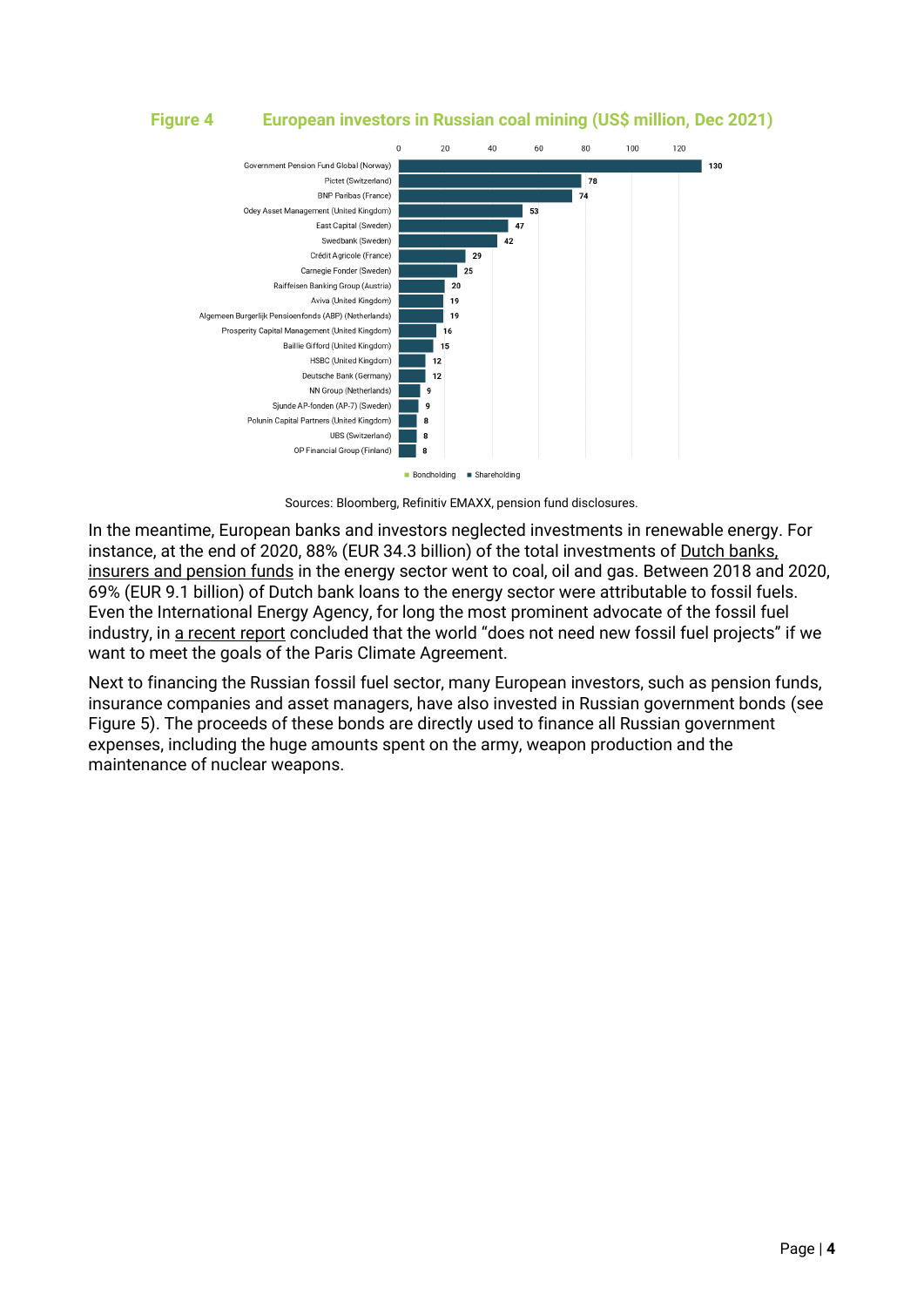**Figure 4** **European investors in Russian coal mining (US$ million, Dec 2021)**

| Investor | Shareholding (US$ million) |
|---|---|
| Government Pension Fund Global (Norway) | 130 |
| Pictet (Switzerland) | 78 |
| BNP Paribas (France) | 74 |
| Odey Asset Management (United Kingdom) | 53 |
| East Capital (Sweden) | 47 |
| Swedbank (Sweden) | 42 |
| Crédit Agricole (France) | 29 |
| Carnegie Fonder (Sweden) | 25 |
| Raiffeisen Banking Group (Austria) | 20 |
| Aviva (United Kingdom) | 19 |
| Algemeen Burgerlijk Pensioenfonds (ABP) (Netherlands) | 19 |
| Prosperity Capital Management (United Kingdom) | 16 |
| Baillie Gifford (United Kingdom) | 15 |
| HSBC (United Kingdom) | 12 |
| Deutsche Bank (Germany) | 12 |
| NN Group (Netherlands) | 9 |
| Sjunde AP-fonden (AP-7) (Sweden) | 9 |
| Polunin Capital Partners (United Kingdom) | 8 |
| UBS (Switzerland) | 8 |
| OP Financial Group (Finland) | 8 |

Legend: Bondholding, Shareholding

Sources: Bloomberg, Refinitiv EMAXX, pension fund disclosures.

In the meantime, European banks and investors neglected investments in renewable energy. For instance, at the end of 2020, 88% (EUR 34.3 billion) of the total investments of Dutch banks, insurers and pension funds in the energy sector went to coal, oil and gas. Between 2018 and 2020, 69% (EUR 9.1 billion) of Dutch bank loans to the energy sector were attributable to fossil fuels. Even the International Energy Agency, for long the most prominent advocate of the fossil fuel industry, in a recent report concluded that the world "does not need new fossil fuel projects" if we want to meet the goals of the Paris Climate Agreement.

Next to financing the Russian fossil fuel sector, many European investors, such as pension funds, insurance companies and asset managers, have also invested in Russian government bonds (see Figure 5). The proceeds of these bonds are directly used to finance all Russian government expenses, including the huge amounts spent on the army, weapon production and the maintenance of nuclear weapons.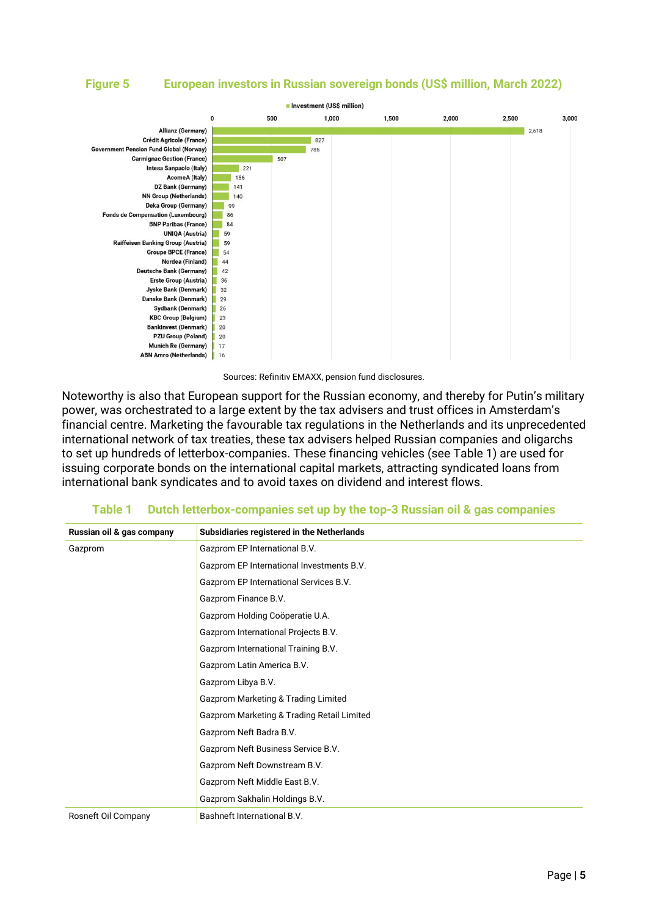**Figure 5 European investors in Russian sovereign bonds (US$ million, March 2022)**

| Investor | Investment (US$ million) |
|---|---|
| Allianz (Germany) | 2,618 |
| Crédit Agricole (France) | 827 |
| Government Pension Fund Global (Norway) | 785 |
| Carmignac Gestion (France) | 507 |
| Intesa Sanpaolo (Italy) | 221 |
| AcomeA (Italy) | 156 |
| DZ Bank (Germany) | 141 |
| NN Group (Netherlands) | 140 |
| Deka Group (Germany) | 99 |
| Fonds de Compensation (Luxembourg) | 86 |
| BNP Paribas (France) | 84 |
| UNIQA (Austria) | 59 |
| Raiffeisen Banking Group (Austria) | 59 |
| Groupe BPCE (France) | 54 |
| Nordea (Finland) | 44 |
| Deutsche Bank (Germany) | 42 |
| Erste Group (Austria) | 36 |
| Jyske Bank (Denmark) | 32 |
| Danske Bank (Denmark) | 29 |
| Sydbank (Denmark) | 26 |
| KBC Group (Belgium) | 23 |
| BankInvest (Denmark) | 20 |
| PZU Group (Poland) | 20 |
| Munich Re (Germany) | 17 |
| ABN Amro (Netherlands) | 16 |

Sources: Refinitiv EMAXX, pension fund disclosures.

Noteworthy is also that European support for the Russian economy, and thereby for Putin's military power, was orchestrated to a large extent by the tax advisers and trust offices in Amsterdam's financial centre. Marketing the favourable tax regulations in the Netherlands and its unprecedented international network of tax treaties, these tax advisers helped Russian companies and oligarchs to set up hundreds of letterbox-companies. These financing vehicles (see Table 1) are used for issuing corporate bonds on the international capital markets, attracting syndicated loans from international bank syndicates and to avoid taxes on dividend and interest flows.

**Table 1 Dutch letterbox-companies set up by the top-3 Russian oil & gas companies**

| Russian oil & gas company | Subsidiaries registered in the Netherlands |
|---|---|
| Gazprom | Gazprom EP International B.V. |
| | Gazprom EP International Investments B.V. |
| | Gazprom EP International Services B.V. |
| | Gazprom Finance B.V. |
| | Gazprom Holding Coöperatie U.A. |
| | Gazprom International Projects B.V. |
| | Gazprom International Training B.V. |
| | Gazprom Latin America B.V. |
| | Gazprom Libya B.V. |
| | Gazprom Marketing & Trading Limited |
| | Gazprom Marketing & Trading Retail Limited |
| | Gazprom Neft Badra B.V. |
| | Gazprom Neft Business Service B.V. |
| | Gazprom Neft Downstream B.V. |
| | Gazprom Neft Middle East B.V. |
| | Gazprom Sakhalin Holdings B.V. |
| Rosneft Oil Company | Bashneft International B.V. |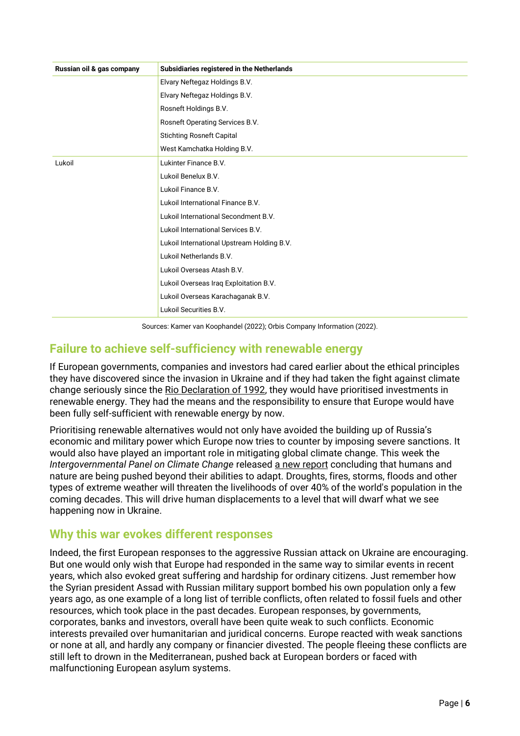| Russian oil & gas company | Subsidiaries registered in the Netherlands |
| --- | --- |
| | Elvary Neftegaz Holdings B.V. |
| | Elvary Neftegaz Holdings B.V. |
| | Rosneft Holdings B.V. |
| | Rosneft Operating Services B.V. |
| | Stichting Rosneft Capital |
| | West Kamchatka Holding B.V. |
| Lukoil | Lukinter Finance B.V. |
| | Lukoil Benelux B.V. |
| | Lukoil Finance B.V. |
| | Lukoil International Finance B.V. |
| | Lukoil International Secondment B.V. |
| | Lukoil International Services B.V. |
| | Lukoil International Upstream Holding B.V. |
| | Lukoil Netherlands B.V. |
| | Lukoil Overseas Atash B.V. |
| | Lukoil Overseas Iraq Exploitation B.V. |
| | Lukoil Overseas Karachaganak B.V. |
| | Lukoil Securities B.V. |

Sources: Kamer van Koophandel (2022); Orbis Company Information (2022).

## Failure to achieve self-sufficiency with renewable energy

If European governments, companies and investors had cared earlier about the ethical principles they have discovered since the invasion in Ukraine and if they had taken the fight against climate change seriously since the Rio Declaration of 1992, they would have prioritised investments in renewable energy. They had the means and the responsibility to ensure that Europe would have been fully self-sufficient with renewable energy by now.

Prioritising renewable alternatives would not only have avoided the building up of Russia's economic and military power which Europe now tries to counter by imposing severe sanctions. It would also have played an important role in mitigating global climate change. This week the *Intergovernmental Panel on Climate Change* released a new report concluding that humans and nature are being pushed beyond their abilities to adapt. Droughts, fires, storms, floods and other types of extreme weather will threaten the livelihoods of over 40% of the world's population in the coming decades. This will drive human displacements to a level that will dwarf what we see happening now in Ukraine.

## Why this war evokes different responses

Indeed, the first European responses to the aggressive Russian attack on Ukraine are encouraging. But one would only wish that Europe had responded in the same way to similar events in recent years, which also evoked great suffering and hardship for ordinary citizens. Just remember how the Syrian president Assad with Russian military support bombed his own population only a few years ago, as one example of a long list of terrible conflicts, often related to fossil fuels and other resources, which took place in the past decades. European responses, by governments, corporates, banks and investors, overall have been quite weak to such conflicts. Economic interests prevailed over humanitarian and juridical concerns. Europe reacted with weak sanctions or none at all, and hardly any company or financier divested. The people fleeing these conflicts are still left to drown in the Mediterranean, pushed back at European borders or faced with malfunctioning European asylum systems.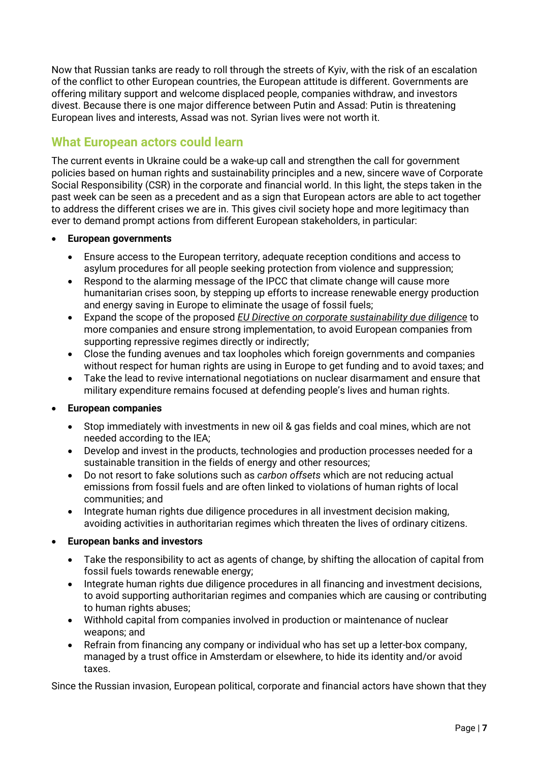Now that Russian tanks are ready to roll through the streets of Kyiv, with the risk of an escalation of the conflict to other European countries, the European attitude is different. Governments are offering military support and welcome displaced people, companies withdraw, and investors divest. Because there is one major difference between Putin and Assad: Putin is threatening European lives and interests, Assad was not. Syrian lives were not worth it.

## What European actors could learn

The current events in Ukraine could be a wake-up call and strengthen the call for government policies based on human rights and sustainability principles and a new, sincere wave of Corporate Social Responsibility (CSR) in the corporate and financial world. In this light, the steps taken in the past week can be seen as a precedent and as a sign that European actors are able to act together to address the different crises we are in. This gives civil society hope and more legitimacy than ever to demand prompt actions from different European stakeholders, in particular:

- **European governments**
  - Ensure access to the European territory, adequate reception conditions and access to asylum procedures for all people seeking protection from violence and suppression;
  - Respond to the alarming message of the IPCC that climate change will cause more humanitarian crises soon, by stepping up efforts to increase renewable energy production and energy saving in Europe to eliminate the usage of fossil fuels;
  - Expand the scope of the proposed *EU Directive on corporate sustainability due diligence* to more companies and ensure strong implementation, to avoid European companies from supporting repressive regimes directly or indirectly;
  - Close the funding avenues and tax loopholes which foreign governments and companies without respect for human rights are using in Europe to get funding and to avoid taxes; and
  - Take the lead to revive international negotiations on nuclear disarmament and ensure that military expenditure remains focused at defending people's lives and human rights.
- **European companies**
  - Stop immediately with investments in new oil & gas fields and coal mines, which are not needed according to the IEA;
  - Develop and invest in the products, technologies and production processes needed for a sustainable transition in the fields of energy and other resources;
  - Do not resort to fake solutions such as *carbon offsets* which are not reducing actual emissions from fossil fuels and are often linked to violations of human rights of local communities; and
  - Integrate human rights due diligence procedures in all investment decision making, avoiding activities in authoritarian regimes which threaten the lives of ordinary citizens.
- **European banks and investors**
  - Take the responsibility to act as agents of change, by shifting the allocation of capital from fossil fuels towards renewable energy;
  - Integrate human rights due diligence procedures in all financing and investment decisions, to avoid supporting authoritarian regimes and companies which are causing or contributing to human rights abuses;
  - Withhold capital from companies involved in production or maintenance of nuclear weapons; and
  - Refrain from financing any company or individual who has set up a letter-box company, managed by a trust office in Amsterdam or elsewhere, to hide its identity and/or avoid taxes.

Since the Russian invasion, European political, corporate and financial actors have shown that they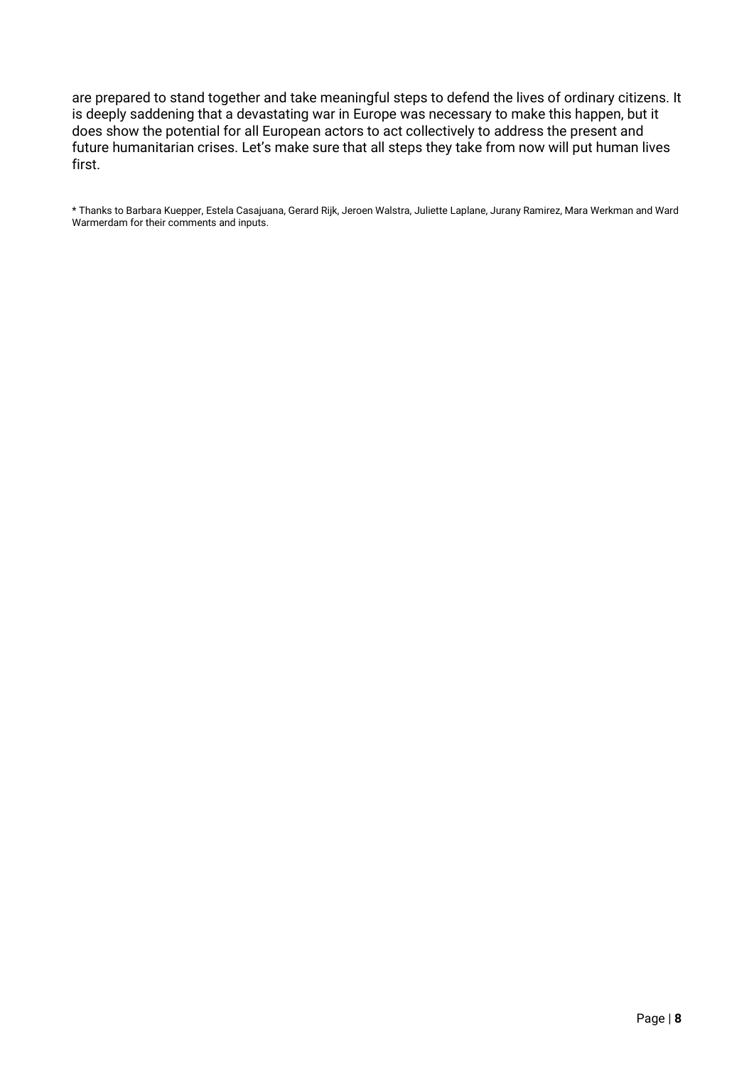are prepared to stand together and take meaningful steps to defend the lives of ordinary citizens. It is deeply saddening that a devastating war in Europe was necessary to make this happen, but it does show the potential for all European actors to act collectively to address the present and future humanitarian crises. Let's make sure that all steps they take from now will put human lives first.

* Thanks to Barbara Kuepper, Estela Casajuana, Gerard Rijk, Jeroen Walstra, Juliette Laplane, Jurany Ramirez, Mara Werkman and Ward Warmerdam for their comments and inputs.